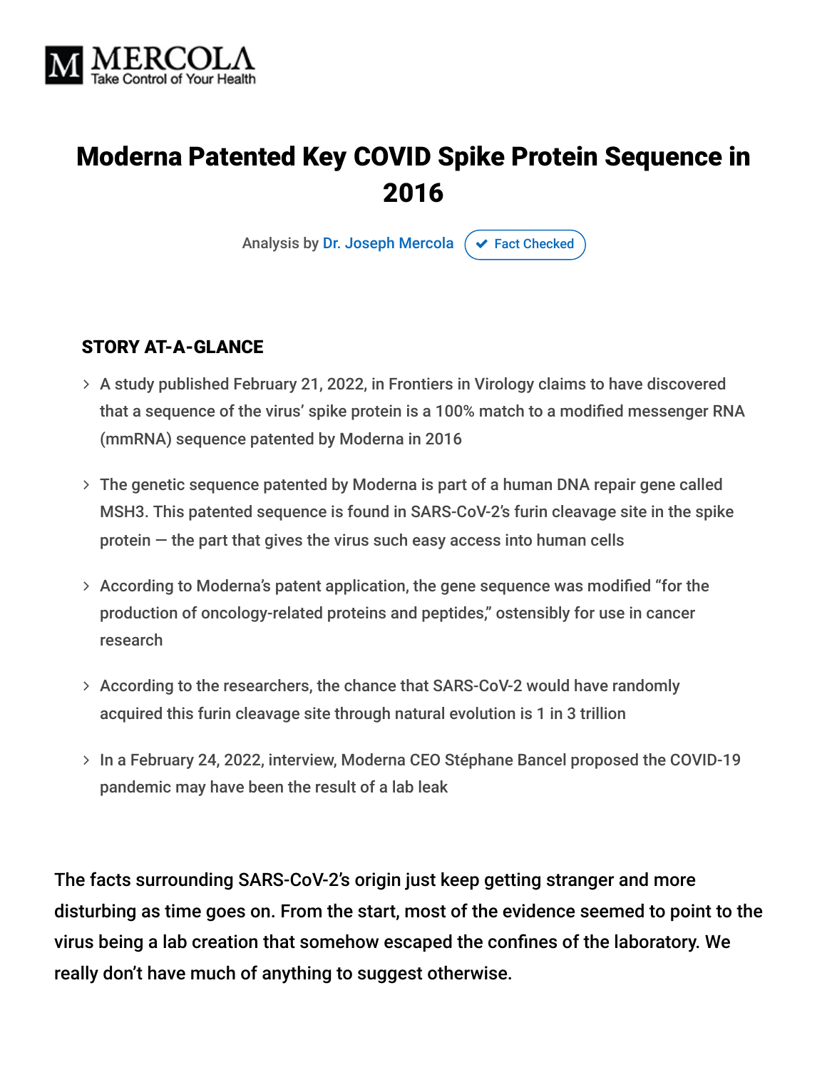MERCOLA
Take Control of Your Health

# Moderna Patented Key COVID Spike Protein Sequence in 2016

Analysis by Dr. Joseph Mercola ✔ Fact Checked

## STORY AT-A-GLANCE

- A study published February 21, 2022, in Frontiers in Virology claims to have discovered that a sequence of the virus' spike protein is a 100% match to a modified messenger RNA (mmRNA) sequence patented by Moderna in 2016
- The genetic sequence patented by Moderna is part of a human DNA repair gene called MSH3. This patented sequence is found in SARS-CoV-2's furin cleavage site in the spike protein — the part that gives the virus such easy access into human cells
- According to Moderna's patent application, the gene sequence was modified "for the production of oncology-related proteins and peptides," ostensibly for use in cancer research
- According to the researchers, the chance that SARS-CoV-2 would have randomly acquired this furin cleavage site through natural evolution is 1 in 3 trillion
- In a February 24, 2022, interview, Moderna CEO Stéphane Bancel proposed the COVID-19 pandemic may have been the result of a lab leak

The facts surrounding SARS-CoV-2's origin just keep getting stranger and more disturbing as time goes on. From the start, most of the evidence seemed to point to the virus being a lab creation that somehow escaped the confines of the laboratory. We really don't have much of anything to suggest otherwise.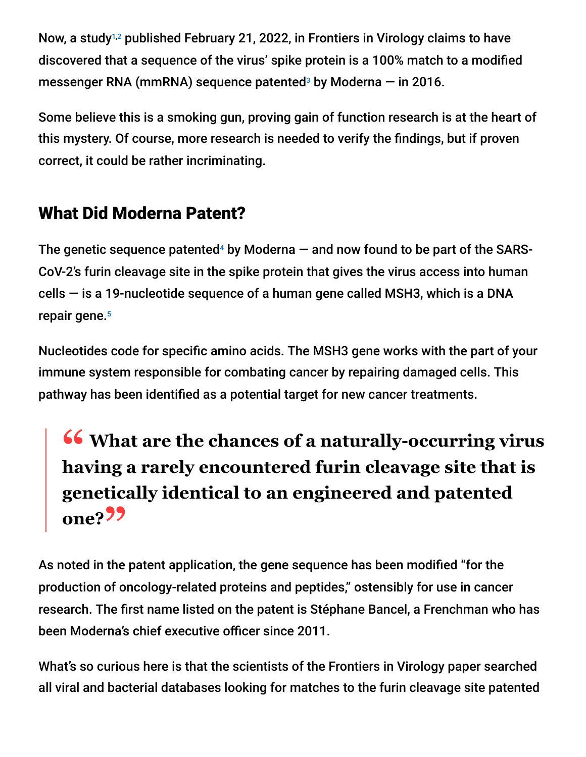Now, a study[1,2] published February 21, 2022, in Frontiers in Virology claims to have discovered that a sequence of the virus' spike protein is a 100% match to a modified messenger RNA (mmRNA) sequence patented[3] by Moderna — in 2016.

Some believe this is a smoking gun, proving gain of function research is at the heart of this mystery. Of course, more research is needed to verify the findings, but if proven correct, it could be rather incriminating.

## What Did Moderna Patent?

The genetic sequence patented[4] by Moderna — and now found to be part of the SARS-CoV-2's furin cleavage site in the spike protein that gives the virus access into human cells — is a 19-nucleotide sequence of a human gene called MSH3, which is a DNA repair gene.[5]

Nucleotides code for specific amino acids. The MSH3 gene works with the part of your immune system responsible for combating cancer by repairing damaged cells. This pathway has been identified as a potential target for new cancer treatments.

> **"What are the chances of a naturally-occurring virus having a rarely encountered furin cleavage site that is genetically identical to an engineered and patented one?"**

As noted in the patent application, the gene sequence has been modified "for the production of oncology-related proteins and peptides," ostensibly for use in cancer research. The first name listed on the patent is Stéphane Bancel, a Frenchman who has been Moderna's chief executive officer since 2011.

What's so curious here is that the scientists of the Frontiers in Virology paper searched all viral and bacterial databases looking for matches to the furin cleavage site patented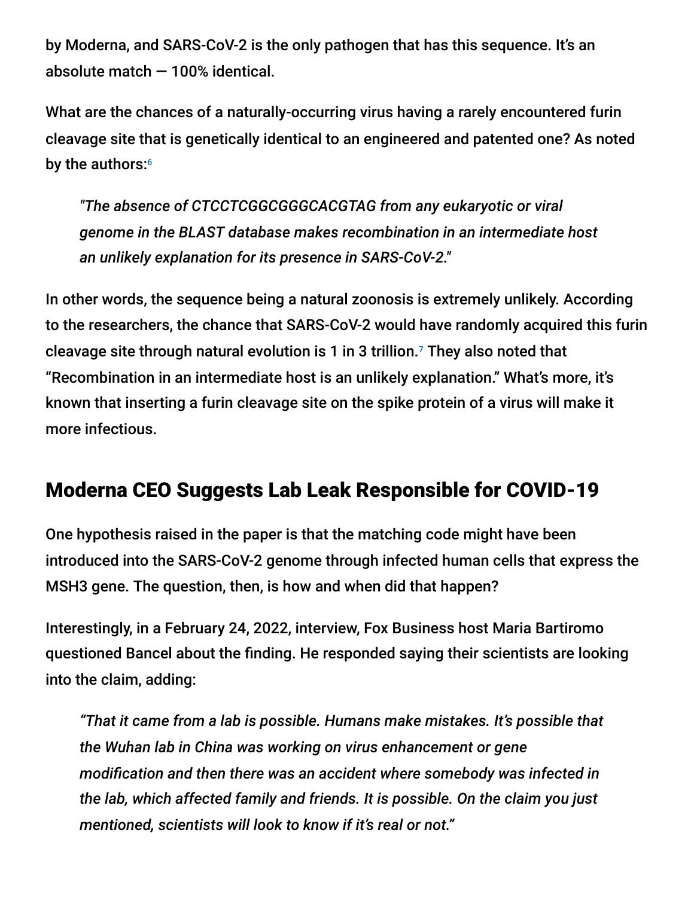by Moderna, and SARS-CoV-2 is the only pathogen that has this sequence. It's an absolute match — 100% identical.

What are the chances of a naturally-occurring virus having a rarely encountered furin cleavage site that is genetically identical to an engineered and patented one? As noted by the authors:[6]

> *"The absence of CTCCTCGGCGGGCACGTAG from any eukaryotic or viral genome in the BLAST database makes recombination in an intermediate host an unlikely explanation for its presence in SARS-CoV-2."*

In other words, the sequence being a natural zoonosis is extremely unlikely. According to the researchers, the chance that SARS-CoV-2 would have randomly acquired this furin cleavage site through natural evolution is 1 in 3 trillion.[7] They also noted that "Recombination in an intermediate host is an unlikely explanation." What's more, it's known that inserting a furin cleavage site on the spike protein of a virus will make it more infectious.

## Moderna CEO Suggests Lab Leak Responsible for COVID-19

One hypothesis raised in the paper is that the matching code might have been introduced into the SARS-CoV-2 genome through infected human cells that express the MSH3 gene. The question, then, is how and when did that happen?

Interestingly, in a February 24, 2022, interview, Fox Business host Maria Bartiromo questioned Bancel about the finding. He responded saying their scientists are looking into the claim, adding:

> *"That it came from a lab is possible. Humans make mistakes. It's possible that the Wuhan lab in China was working on virus enhancement or gene modification and then there was an accident where somebody was infected in the lab, which affected family and friends. It is possible. On the claim you just mentioned, scientists will look to know if it's real or not."*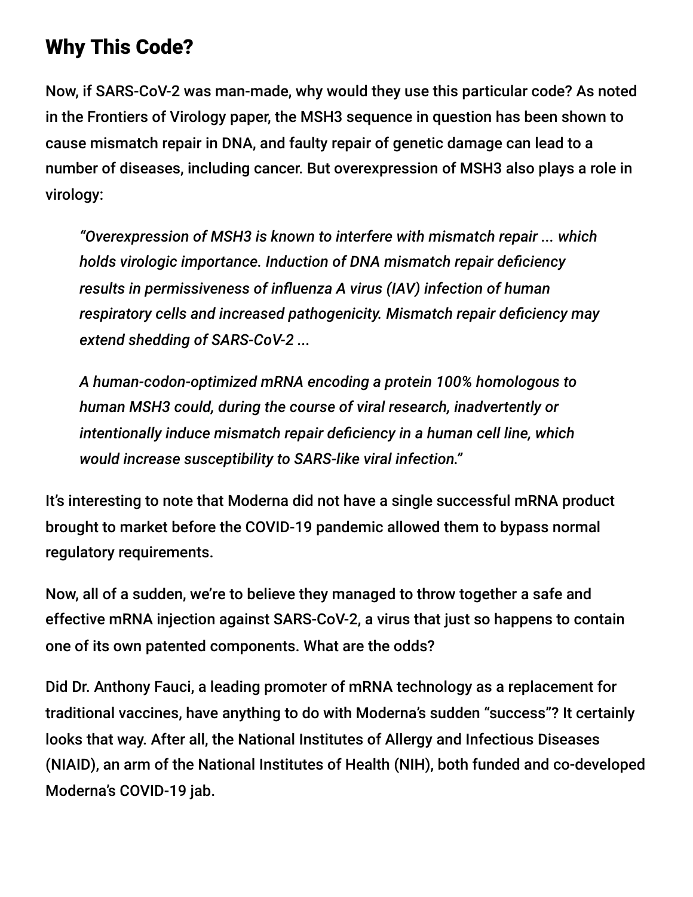## Why This Code?

Now, if SARS-CoV-2 was man-made, why would they use this particular code? As noted in the Frontiers of Virology paper, the MSH3 sequence in question has been shown to cause mismatch repair in DNA, and faulty repair of genetic damage can lead to a number of diseases, including cancer. But overexpression of MSH3 also plays a role in virology:

> *"Overexpression of MSH3 is known to interfere with mismatch repair ... which holds virologic importance. Induction of DNA mismatch repair deficiency results in permissiveness of influenza A virus (IAV) infection of human respiratory cells and increased pathogenicity. Mismatch repair deficiency may extend shedding of SARS-CoV-2 ...*
>
> *A human-codon-optimized mRNA encoding a protein 100% homologous to human MSH3 could, during the course of viral research, inadvertently or intentionally induce mismatch repair deficiency in a human cell line, which would increase susceptibility to SARS-like viral infection."*

It's interesting to note that Moderna did not have a single successful mRNA product brought to market before the COVID-19 pandemic allowed them to bypass normal regulatory requirements.

Now, all of a sudden, we're to believe they managed to throw together a safe and effective mRNA injection against SARS-CoV-2, a virus that just so happens to contain one of its own patented components. What are the odds?

Did Dr. Anthony Fauci, a leading promoter of mRNA technology as a replacement for traditional vaccines, have anything to do with Moderna's sudden "success"? It certainly looks that way. After all, the National Institutes of Allergy and Infectious Diseases (NIAID), an arm of the National Institutes of Health (NIH), both funded and co-developed Moderna's COVID-19 jab.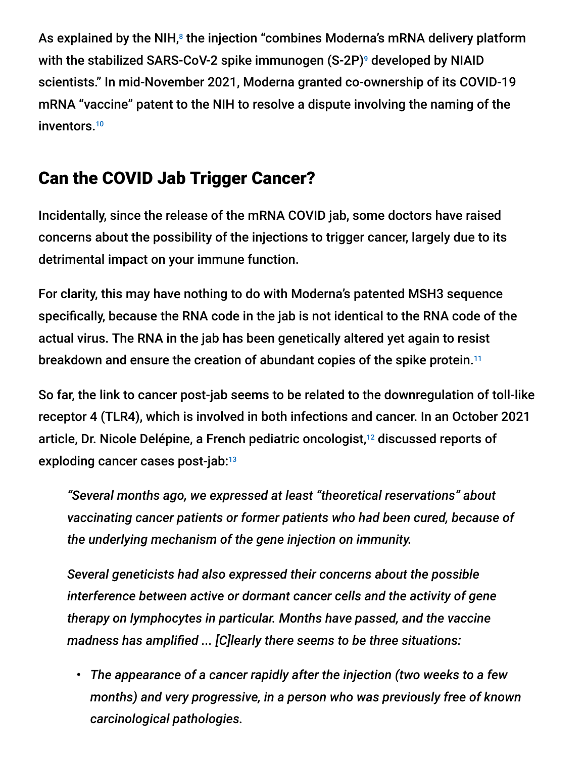As explained by the NIH,[8] the injection "combines Moderna's mRNA delivery platform with the stabilized SARS-CoV-2 spike immunogen (S-2P)[9] developed by NIAID scientists." In mid-November 2021, Moderna granted co-ownership of its COVID-19 mRNA "vaccine" patent to the NIH to resolve a dispute involving the naming of the inventors.[10]

## Can the COVID Jab Trigger Cancer?

Incidentally, since the release of the mRNA COVID jab, some doctors have raised concerns about the possibility of the injections to trigger cancer, largely due to its detrimental impact on your immune function.

For clarity, this may have nothing to do with Moderna's patented MSH3 sequence specifically, because the RNA code in the jab is not identical to the RNA code of the actual virus. The RNA in the jab has been genetically altered yet again to resist breakdown and ensure the creation of abundant copies of the spike protein.[11]

So far, the link to cancer post-jab seems to be related to the downregulation of toll-like receptor 4 (TLR4), which is involved in both infections and cancer. In an October 2021 article, Dr. Nicole Delépine, a French pediatric oncologist,[12] discussed reports of exploding cancer cases post-jab:[13]

> *"Several months ago, we expressed at least "theoretical reservations" about vaccinating cancer patients or former patients who had been cured, because of the underlying mechanism of the gene injection on immunity.*
>
> *Several geneticists had also expressed their concerns about the possible interference between active or dormant cancer cells and the activity of gene therapy on lymphocytes in particular. Months have passed, and the vaccine madness has amplified ... [C]learly there seems to be three situations:*
>
> - *The appearance of a cancer rapidly after the injection (two weeks to a few months) and very progressive, in a person who was previously free of known carcinological pathologies.*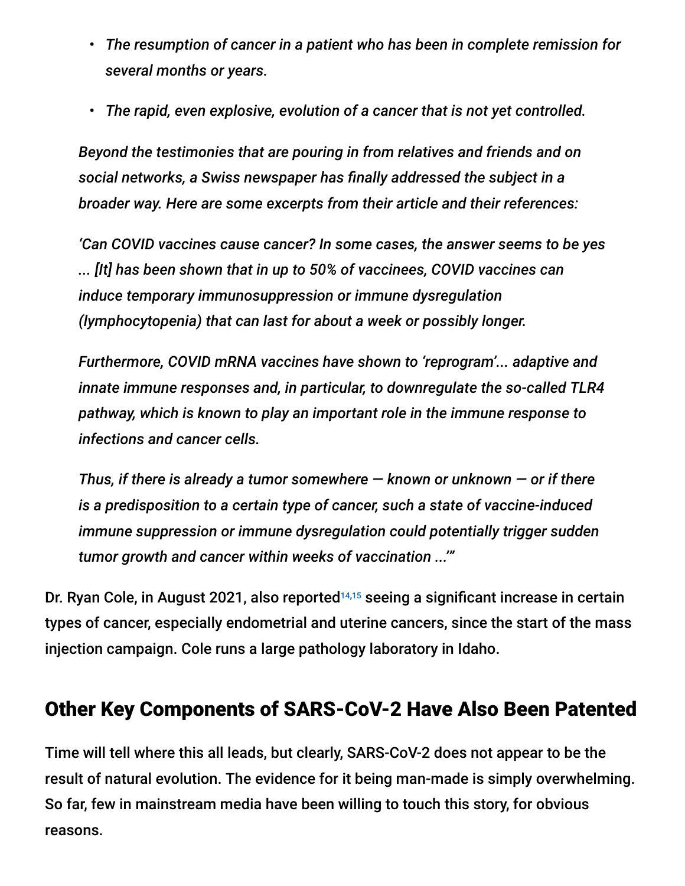- *The resumption of cancer in a patient who has been in complete remission for several months or years.*
- *The rapid, even explosive, evolution of a cancer that is not yet controlled.*

> *Beyond the testimonies that are pouring in from relatives and friends and on social networks, a Swiss newspaper has finally addressed the subject in a broader way. Here are some excerpts from their article and their references:*
>
> *'Can COVID vaccines cause cancer? In some cases, the answer seems to be yes ... [It] has been shown that in up to 50% of vaccinees, COVID vaccines can induce temporary immunosuppression or immune dysregulation (lymphocytopenia) that can last for about a week or possibly longer.*
>
> *Furthermore, COVID mRNA vaccines have shown to 'reprogram'... adaptive and innate immune responses and, in particular, to downregulate the so-called TLR4 pathway, which is known to play an important role in the immune response to infections and cancer cells.*
>
> *Thus, if there is already a tumor somewhere — known or unknown — or if there is a predisposition to a certain type of cancer, such a state of vaccine-induced immune suppression or immune dysregulation could potentially trigger sudden tumor growth and cancer within weeks of vaccination ...'"*

Dr. Ryan Cole, in August 2021, also reported[14,15] seeing a significant increase in certain types of cancer, especially endometrial and uterine cancers, since the start of the mass injection campaign. Cole runs a large pathology laboratory in Idaho.

## Other Key Components of SARS-CoV-2 Have Also Been Patented

Time will tell where this all leads, but clearly, SARS-CoV-2 does not appear to be the result of natural evolution. The evidence for it being man-made is simply overwhelming. So far, few in mainstream media have been willing to touch this story, for obvious reasons.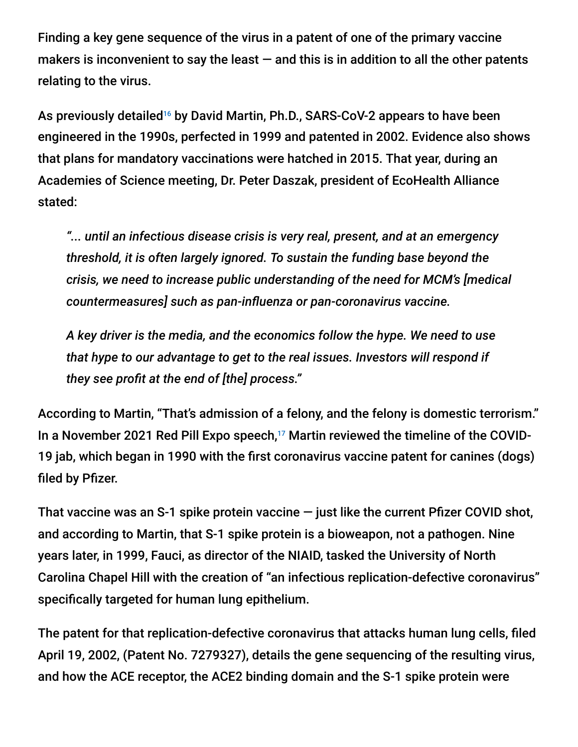Finding a key gene sequence of the virus in a patent of one of the primary vaccine makers is inconvenient to say the least — and this is in addition to all the other patents relating to the virus.

As previously detailed[16] by David Martin, Ph.D., SARS-CoV-2 appears to have been engineered in the 1990s, perfected in 1999 and patented in 2002. Evidence also shows that plans for mandatory vaccinations were hatched in 2015. That year, during an Academies of Science meeting, Dr. Peter Daszak, president of EcoHealth Alliance stated:

> *"... until an infectious disease crisis is very real, present, and at an emergency threshold, it is often largely ignored. To sustain the funding base beyond the crisis, we need to increase public understanding of the need for MCM's [medical countermeasures] such as pan-influenza or pan-coronavirus vaccine.*
>
> *A key driver is the media, and the economics follow the hype. We need to use that hype to our advantage to get to the real issues. Investors will respond if they see profit at the end of [the] process."*

According to Martin, "That's admission of a felony, and the felony is domestic terrorism." In a November 2021 Red Pill Expo speech,[17] Martin reviewed the timeline of the COVID-19 jab, which began in 1990 with the first coronavirus vaccine patent for canines (dogs) filed by Pfizer.

That vaccine was an S-1 spike protein vaccine — just like the current Pfizer COVID shot, and according to Martin, that S-1 spike protein is a bioweapon, not a pathogen. Nine years later, in 1999, Fauci, as director of the NIAID, tasked the University of North Carolina Chapel Hill with the creation of "an infectious replication-defective coronavirus" specifically targeted for human lung epithelium.

The patent for that replication-defective coronavirus that attacks human lung cells, filed April 19, 2002, (Patent No. 7279327), details the gene sequencing of the resulting virus, and how the ACE receptor, the ACE2 binding domain and the S-1 spike protein were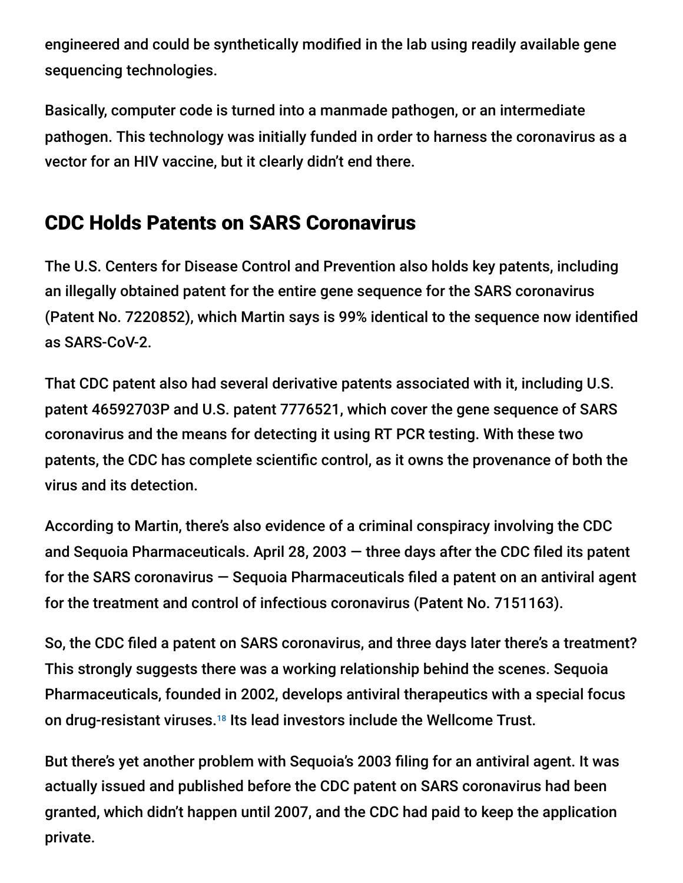engineered and could be synthetically modified in the lab using readily available gene sequencing technologies.

Basically, computer code is turned into a manmade pathogen, or an intermediate pathogen. This technology was initially funded in order to harness the coronavirus as a vector for an HIV vaccine, but it clearly didn't end there.

## CDC Holds Patents on SARS Coronavirus

The U.S. Centers for Disease Control and Prevention also holds key patents, including an illegally obtained patent for the entire gene sequence for the SARS coronavirus (Patent No. 7220852), which Martin says is 99% identical to the sequence now identified as SARS-CoV-2.

That CDC patent also had several derivative patents associated with it, including U.S. patent 46592703P and U.S. patent 7776521, which cover the gene sequence of SARS coronavirus and the means for detecting it using RT PCR testing. With these two patents, the CDC has complete scientific control, as it owns the provenance of both the virus and its detection.

According to Martin, there's also evidence of a criminal conspiracy involving the CDC and Sequoia Pharmaceuticals. April 28, 2003 — three days after the CDC filed its patent for the SARS coronavirus — Sequoia Pharmaceuticals filed a patent on an antiviral agent for the treatment and control of infectious coronavirus (Patent No. 7151163).

So, the CDC filed a patent on SARS coronavirus, and three days later there's a treatment? This strongly suggests there was a working relationship behind the scenes. Sequoia Pharmaceuticals, founded in 2002, develops antiviral therapeutics with a special focus on drug-resistant viruses.[18] Its lead investors include the Wellcome Trust.

But there's yet another problem with Sequoia's 2003 filing for an antiviral agent. It was actually issued and published before the CDC patent on SARS coronavirus had been granted, which didn't happen until 2007, and the CDC had paid to keep the application private.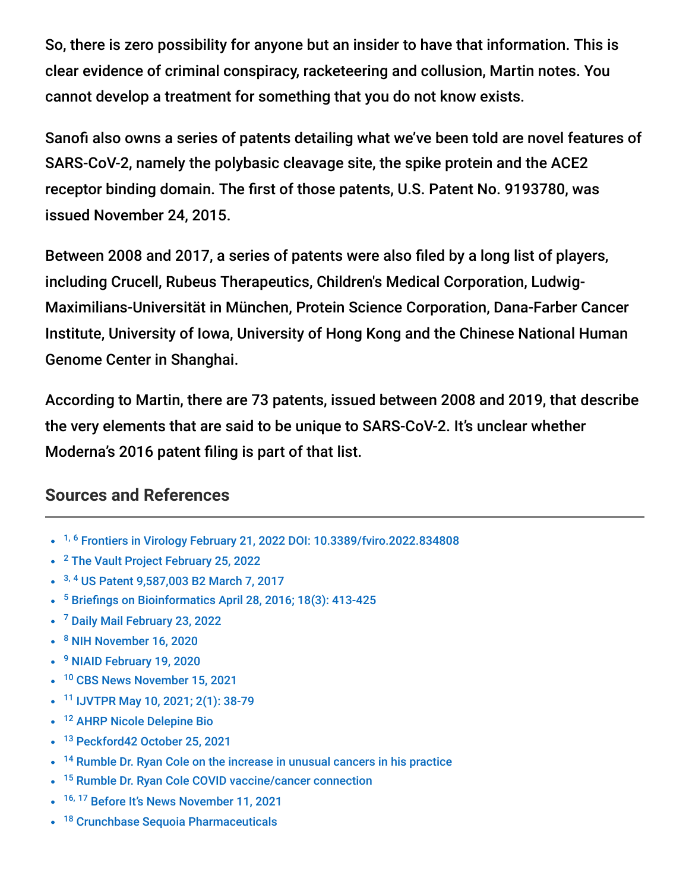So, there is zero possibility for anyone but an insider to have that information. This is clear evidence of criminal conspiracy, racketeering and collusion, Martin notes. You cannot develop a treatment for something that you do not know exists.

Sanofi also owns a series of patents detailing what we've been told are novel features of SARS-CoV-2, namely the polybasic cleavage site, the spike protein and the ACE2 receptor binding domain. The first of those patents, U.S. Patent No. 9193780, was issued November 24, 2015.

Between 2008 and 2017, a series of patents were also filed by a long list of players, including Crucell, Rubeus Therapeutics, Children's Medical Corporation, Ludwig-Maximilians-Universität in München, Protein Science Corporation, Dana-Farber Cancer Institute, University of Iowa, University of Hong Kong and the Chinese National Human Genome Center in Shanghai.

According to Martin, there are 73 patents, issued between 2008 and 2019, that describe the very elements that are said to be unique to SARS-CoV-2. It's unclear whether Moderna's 2016 patent filing is part of that list.

## Sources and References

- [1, 6] Frontiers in Virology February 21, 2022 DOI: 10.3389/fviro.2022.834808
- [2] The Vault Project February 25, 2022
- [3, 4] US Patent 9,587,003 B2 March 7, 2017
- [5] Briefings on Bioinformatics April 28, 2016; 18(3): 413-425
- [7] Daily Mail February 23, 2022
- [8] NIH November 16, 2020
- [9] NIAID February 19, 2020
- [10] CBS News November 15, 2021
- [11] IJVTPR May 10, 2021; 2(1): 38-79
- [12] AHRP Nicole Delepine Bio
- [13] Peckford42 October 25, 2021
- [14] Rumble Dr. Ryan Cole on the increase in unusual cancers in his practice
- [15] Rumble Dr. Ryan Cole COVID vaccine/cancer connection
- [16, 17] Before It's News November 11, 2021
- [18] Crunchbase Sequoia Pharmaceuticals